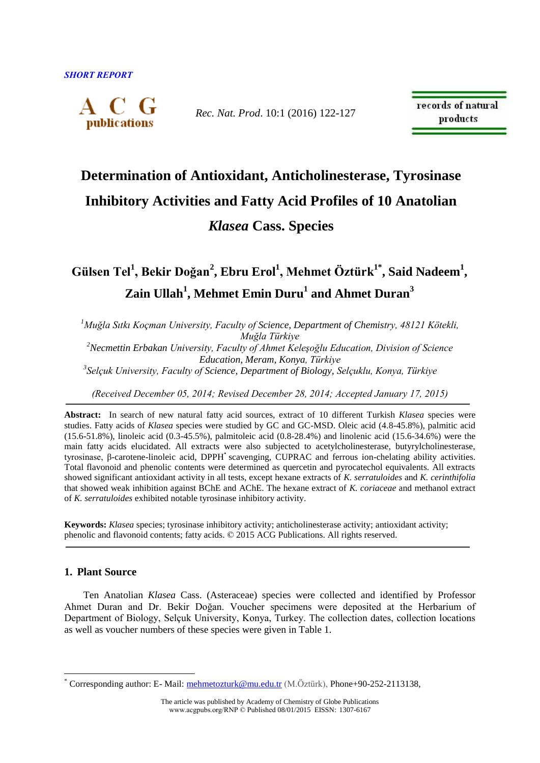*SHORT REPORT*

# Determination of Antioxidant, Anticholinesterase, Tyrosinase Inhibitory Activities and Fatty Acid Profiles of 10 Anatolian *Klasea* Cass. Species

## Gülsen Tel[1], Bekir Doğan[2], Ebru Erol[1], Mehmet Öztürk[1*], Said Nadeem[1], Zain Ullah[1], Mehmet Emin Duru[1] and Ahmet Duran[3]

*[1]Muğla Sıtkı Koçman University, Faculty of Science, Department of Chemistry, 48121 Kötekli, Muğla Türkiye*
*[2]Necmettin Erbakan University, Faculty of Ahmet Keleşoğlu Education, Division of Science Education, Meram, Konya, Türkiye*
*[3]Selçuk University, Faculty of Science, Department of Biology, Selçuklu, Konya, Türkiye*

*(Received December 05, 2014; Revised December 28, 2014; Accepted January 17, 2015)*

**Abstract:** In search of new natural fatty acid sources, extract of 10 different Turkish *Klasea* species were studies. Fatty acids of *Klasea* species were studied by GC and GC-MSD. Oleic acid (4.8-45.8%), palmitic acid (15.6-51.8%), linoleic acid (0.3-45.5%), palmitoleic acid (0.8-28.4%) and linolenic acid (15.6-34.6%) were the main fatty acids elucidated. All extracts were also subjected to acetylcholinesterase, butyrylcholinesterase, tyrosinase, β-carotene-linoleic acid, DPPH$^{\bullet}$ scavenging, CUPRAC and ferrous ion-chelating ability activities. Total flavonoid and phenolic contents were determined as quercetin and pyrocatechol equivalents. All extracts showed significant antioxidant activity in all tests, except hexane extracts of *K. serratuloides* and *K. cerinthifolia* that showed weak inhibition against BChE and AChE. The hexane extract of *K. coriaceae* and methanol extract of *K. serratuloides* exhibited notable tyrosinase inhibitory activity.

**Keywords:** *Klasea* species; tyrosinase inhibitory activity; anticholinesterase activity; antioxidant activity; phenolic and flavonoid contents; fatty acids. © 2015 ACG Publications. All rights reserved.

## 1. Plant Source

Ten Anatolian *Klasea* Cass. (Asteraceae) species were collected and identified by Professor Ahmet Duran and Dr. Bekir Doğan. Voucher specimens were deposited at the Herbarium of Department of Biology, Selçuk University, Konya, Turkey. The collection dates, collection locations as well as voucher numbers of these species were given in Table 1.

[*] Corresponding author: E- Mail: mehmetozturk@mu.edu.tr (M.Öztürk), Phone+90-252-2113138,

The article was published by Academy of Chemistry of Globe Publications
www.acgpubs.org/RNP © Published 08/01/2015 EISSN: 1307-6167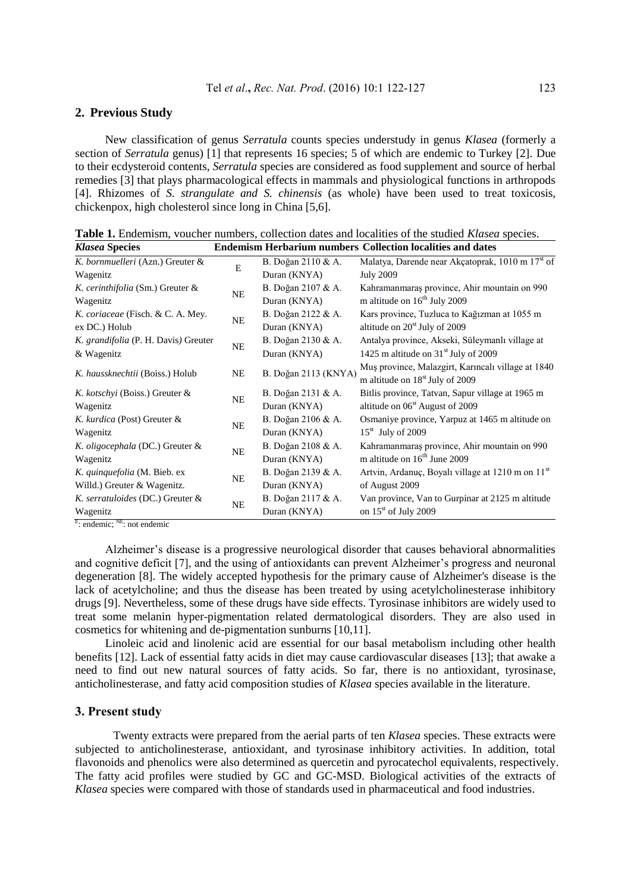## 2. Previous Study

New classification of genus *Serratula* counts species understudy in genus *Klasea* (formerly a section of *Serratula* genus) [1] that represents 16 species; 5 of which are endemic to Turkey [2]. Due to their ecdysteroid contents, *Serratula* species are considered as food supplement and source of herbal remedies [3] that plays pharmacological effects in mammals and physiological functions in arthropods [4]. Rhizomes of *S. strangulate and S. chinensis* (as whole) have been used to treat toxicosis, chickenpox, high cholesterol since long in China [5,6].

**Table 1.** Endemism, voucher numbers, collection dates and localities of the studied *Klasea* species.

| *Klasea* Species | Endemism | Herbarium numbers | Collection localities and dates |
|---|---|---|---|
| *K. bornmuelleri* (Azn.) Greuter & Wagenitz | E | B. Doğan 2110 & A. Duran (KNYA) | Malatya, Darende near Akçatoprak, 1010 m 17[st] of July 2009 |
| *K. cerinthifolia* (Sm.) Greuter & Wagenitz | NE | B. Doğan 2107 & A. Duran (KNYA) | Kahramanmaraş province, Ahir mountain on 990 m altitude on 16[th] July 2009 |
| *K. coriaceae* (Fisch. & C. A. Mey. ex DC.) Holub | NE | B. Doğan 2122 & A. Duran (KNYA) | Kars province, Tuzluca to Kağızman at 1055 m altitude on 20[st] July of 2009 |
| *K. grandifolia* (P. H. Davis) Greuter & Wagenitz | NE | B. Doğan 2130 & A. Duran (KNYA) | Antalya province, Akseki, Süleymanlı village at 1425 m altitude on 31[st] July of 2009 |
| *K. haussknechtii* (Boiss.) Holub | NE | B. Doğan 2113 (KNYA) | Muş province, Malazgirt, Karıncalı village at 1840 m altitude on 18[st] July of 2009 |
| *K. kotschyi* (Boiss.) Greuter & Wagenitz | NE | B. Doğan 2131 & A. Duran (KNYA) | Bitlis province, Tatvan, Sapur village at 1965 m altitude on 06[st] August of 2009 |
| *K. kurdica* (Post) Greuter & Wagenitz | NE | B. Doğan 2106 & A. Duran (KNYA) | Osmaniye province, Yarpuz at 1465 m altitude on 15[st] July of 2009 |
| *K. oligocephala* (DC.) Greuter & Wagenitz | NE | B. Doğan 2108 & A. Duran (KNYA) | Kahramanmaraş province, Ahir mountain on 990 m altitude on 16[th] June 2009 |
| *K. quinquefolia* (M. Bieb. ex Willd.) Greuter & Wagenitz. | NE | B. Doğan 2139 & A. Duran (KNYA) | Artvin, Ardanuç, Boyalı village at 1210 m on 11[st] of August 2009 |
| *K. serratuloides* (DC.) Greuter & Wagenitz | NE | B. Doğan 2117 & A. Duran (KNYA) | Van province, Van to Gurpinar at 2125 m altitude on 15[st] of July 2009 |

[E]: endemic; [NE]: not endemic

Alzheimer's disease is a progressive neurological disorder that causes behavioral abnormalities and cognitive deficit [7], and the using of antioxidants can prevent Alzheimer's progress and neuronal degeneration [8]. The widely accepted hypothesis for the primary cause of Alzheimer's disease is the lack of acetylcholine; and thus the disease has been treated by using acetylcholinesterase inhibitory drugs [9]. Nevertheless, some of these drugs have side effects. Tyrosinase inhibitors are widely used to treat some melanin hyper-pigmentation related dermatological disorders. They are also used in cosmetics for whitening and de-pigmentation sunburns [10,11].

Linoleic acid and linolenic acid are essential for our basal metabolism including other health benefits [12]. Lack of essential fatty acids in diet may cause cardiovascular diseases [13]; that awake a need to find out new natural sources of fatty acids. So far, there is no antioxidant, tyrosinase, anticholinesterase, and fatty acid composition studies of *Klasea* species available in the literature.

## 3. Present study

Twenty extracts were prepared from the aerial parts of ten *Klasea* species. These extracts were subjected to anticholinesterase, antioxidant, and tyrosinase inhibitory activities. In addition, total flavonoids and phenolics were also determined as quercetin and pyrocatechol equivalents, respectively. The fatty acid profiles were studied by GC and GC-MSD. Biological activities of the extracts of *Klasea* species were compared with those of standards used in pharmaceutical and food industries.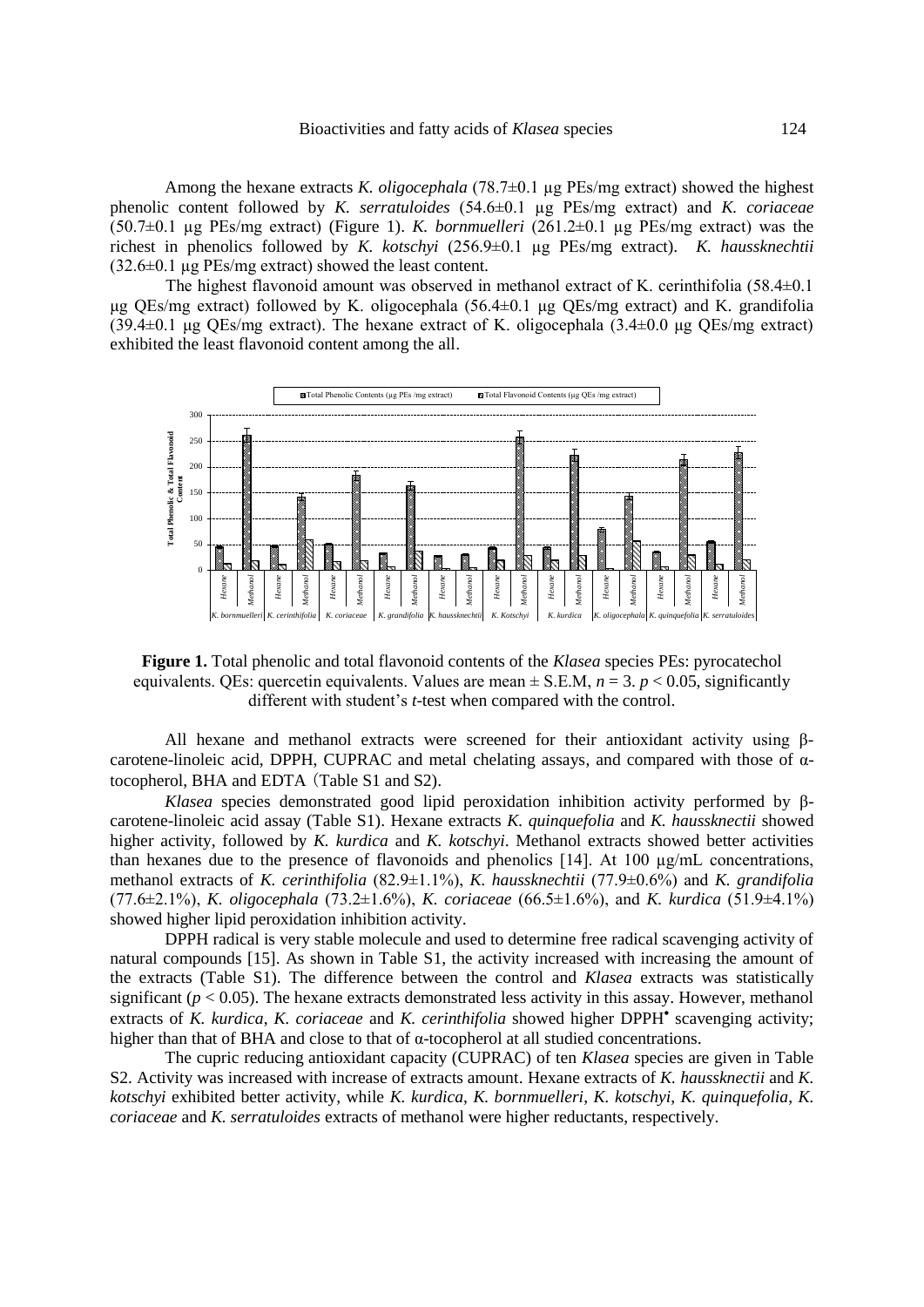Among the hexane extracts *K. oligocephala* (78.7±0.1 µg PEs/mg extract) showed the highest phenolic content followed by *K. serratuloides* (54.6±0.1 µg PEs/mg extract) and *K. coriaceae* (50.7±0.1 µg PEs/mg extract) (Figure 1). *K. bornmuelleri* (261.2±0.1 µg PEs/mg extract) was the richest in phenolics followed by *K. kotschyi* (256.9±0.1 µg PEs/mg extract). *K. haussknechtii* (32.6±0.1 µg PEs/mg extract) showed the least content.

The highest flavonoid amount was observed in methanol extract of K. cerinthifolia (58.4±0.1 µg QEs/mg extract) followed by K. oligocephala (56.4±0.1 µg QEs/mg extract) and K. grandifolia (39.4±0.1 µg QEs/mg extract). The hexane extract of K. oligocephala (3.4±0.0 µg QEs/mg extract) exhibited the least flavonoid content among the all.

**Figure 1.** Total phenolic and total flavonoid contents of the *Klasea* species PEs: pyrocatechol equivalents. QEs: quercetin equivalents. Values are mean ± S.E.M, $n = 3$. $p < 0.05$, significantly different with student's *t*-test when compared with the control.

All hexane and methanol extracts were screened for their antioxidant activity using β-carotene-linoleic acid, DPPH, CUPRAC and metal chelating assays, and compared with those of α-tocopherol, BHA and EDTA (Table S1 and S2).

*Klasea* species demonstrated good lipid peroxidation inhibition activity performed by β-carotene-linoleic acid assay (Table S1). Hexane extracts *K. quinquefolia* and *K. haussknectii* showed higher activity, followed by *K. kurdica* and *K. kotschyi*. Methanol extracts showed better activities than hexanes due to the presence of flavonoids and phenolics [14]. At 100 µg/mL concentrations, methanol extracts of *K. cerinthifolia* (82.9±1.1%), *K. haussknechtii* (77.9±0.6%) and *K. grandifolia* (77.6±2.1%), *K. oligocephala* (73.2±1.6%), *K. coriaceae* (66.5±1.6%), and *K. kurdica* (51.9±4.1%) showed higher lipid peroxidation inhibition activity.

DPPH radical is very stable molecule and used to determine free radical scavenging activity of natural compounds [15]. As shown in Table S1, the activity increased with increasing the amount of the extracts (Table S1). The difference between the control and *Klasea* extracts was statistically significant ($p < 0.05$). The hexane extracts demonstrated less activity in this assay. However, methanol extracts of *K. kurdica*, *K. coriaceae* and *K. cerinthifolia* showed higher DPPH$^{\bullet}$ scavenging activity; higher than that of BHA and close to that of α-tocopherol at all studied concentrations.

The cupric reducing antioxidant capacity (CUPRAC) of ten *Klasea* species are given in Table S2. Activity was increased with increase of extracts amount. Hexane extracts of *K. haussknectii* and *K. kotschyi* exhibited better activity, while *K. kurdica*, *K. bornmuelleri*, *K. kotschyi*, *K. quinquefolia*, *K. coriaceae* and *K. serratuloides* extracts of methanol were higher reductants, respectively.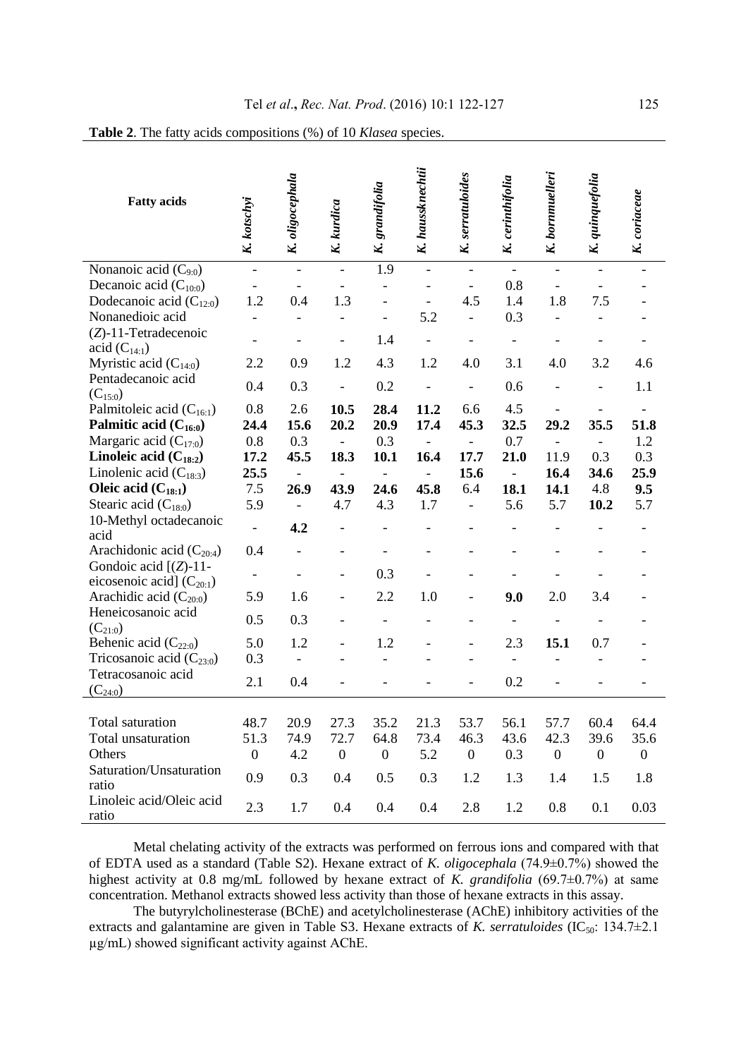**Table 2**. The fatty acids compositions (%) of 10 *Klasea* species.

| Fatty acids | *K. kotschyi* | *K. oligocephala* | *K. kurdica* | *K. grandifolia* | *K. haussknechtii* | *K. serratuloides* | *K. cerinthifolia* | *K. bornmuelleri* | *K. quinquefolia* | *K. coriaceae* |
|---|---|---|---|---|---|---|---|---|---|---|
| Nonanoic acid ($C_{9:0}$) | - | - | - | 1.9 | - | - | - | - | - | - |
| Decanoic acid ($C_{10:0}$) | - | - | - | - | - | - | 0.8 | - | - | - |
| Dodecanoic acid ($C_{12:0}$) | 1.2 | 0.4 | 1.3 | - | - | 4.5 | 1.4 | 1.8 | 7.5 | - |
| Nonanedioic acid | - | - | - | - | 5.2 | - | 0.3 | - | - | - |
| (*Z*)-11-Tetradecenoic acid ($C_{14:1}$) | - | - | - | 1.4 | - | - | - | - | - | - |
| Myristic acid ($C_{14:0}$) | 2.2 | 0.9 | 1.2 | 4.3 | 1.2 | 4.0 | 3.1 | 4.0 | 3.2 | 4.6 |
| Pentadecanoic acid ($C_{15:0}$) | 0.4 | 0.3 | - | 0.2 | - | - | 0.6 | - | - | 1.1 |
| Palmitoleic acid ($C_{16:1}$) | 0.8 | 2.6 | **10.5** | **28.4** | **11.2** | 6.6 | 4.5 | - | - | - |
| **Palmitic acid ($C_{16:0}$)** | **24.4** | **15.6** | **20.2** | **20.9** | **17.4** | **45.3** | **32.5** | **29.2** | **35.5** | **51.8** |
| Margaric acid ($C_{17:0}$) | 0.8 | 0.3 | - | 0.3 | - | - | 0.7 | - | - | 1.2 |
| **Linoleic acid ($C_{18:2}$)** | **17.2** | **45.5** | **18.3** | **10.1** | **16.4** | **17.7** | **21.0** | 11.9 | 0.3 | 0.3 |
| Linolenic acid ($C_{18:3}$) | **25.5** | - | - | - | - | **15.6** | - | **16.4** | **34.6** | **25.9** |
| **Oleic acid ($C_{18:1}$)** | 7.5 | **26.9** | **43.9** | **24.6** | **45.8** | 6.4 | **18.1** | **14.1** | 4.8 | **9.5** |
| Stearic acid ($C_{18:0}$) | 5.9 | - | 4.7 | 4.3 | 1.7 | - | 5.6 | 5.7 | **10.2** | 5.7 |
| 10-Methyl octadecanoic acid | - | **4.2** | - | - | - | - | - | - | - | - |
| Arachidonic acid ($C_{20:4}$) | 0.4 | - | - | - | - | - | - | - | - | - |
| Gondoic acid [(*Z*)-11-eicosenoic acid] ($C_{20:1}$) | - | - | - | 0.3 | - | - | - | - | - | - |
| Arachidic acid ($C_{20:0}$) | 5.9 | 1.6 | - | 2.2 | 1.0 | - | **9.0** | 2.0 | 3.4 | - |
| Heneicosanoic acid ($C_{21:0}$) | 0.5 | 0.3 | - | - | - | - | - | - | - | - |
| Behenic acid ($C_{22:0}$) | 5.0 | 1.2 | - | 1.2 | - | - | 2.3 | **15.1** | 0.7 | - |
| Tricosanoic acid ($C_{23:0}$) | 0.3 | - | - | - | - | - | - | - | - | - |
| Tetracosanoic acid ($C_{24:0}$) | 2.1 | 0.4 | - | - | - | - | 0.2 | - | - | - |
| Total saturation | 48.7 | 20.9 | 27.3 | 35.2 | 21.3 | 53.7 | 56.1 | 57.7 | 60.4 | 64.4 |
| Total unsaturation | 51.3 | 74.9 | 72.7 | 64.8 | 73.4 | 46.3 | 43.6 | 42.3 | 39.6 | 35.6 |
| Others | 0 | 4.2 | 0 | 0 | 5.2 | 0 | 0.3 | 0 | 0 | 0 |
| Saturation/Unsaturation ratio | 0.9 | 0.3 | 0.4 | 0.5 | 0.3 | 1.2 | 1.3 | 1.4 | 1.5 | 1.8 |
| Linoleic acid/Oleic acid ratio | 2.3 | 1.7 | 0.4 | 0.4 | 0.4 | 2.8 | 1.2 | 0.8 | 0.1 | 0.03 |

Metal chelating activity of the extracts was performed on ferrous ions and compared with that of EDTA used as a standard (Table S2). Hexane extract of *K. oligocephala* (74.9±0.7%) showed the highest activity at 0.8 mg/mL followed by hexane extract of *K. grandifolia* (69.7±0.7%) at same concentration. Methanol extracts showed less activity than those of hexane extracts in this assay.

The butyrylcholinesterase (BChE) and acetylcholinesterase (AChE) inhibitory activities of the extracts and galantamine are given in Table S3. Hexane extracts of *K. serratuloides* ($IC_{50}$: 134.7±2.1 μg/mL) showed significant activity against AChE.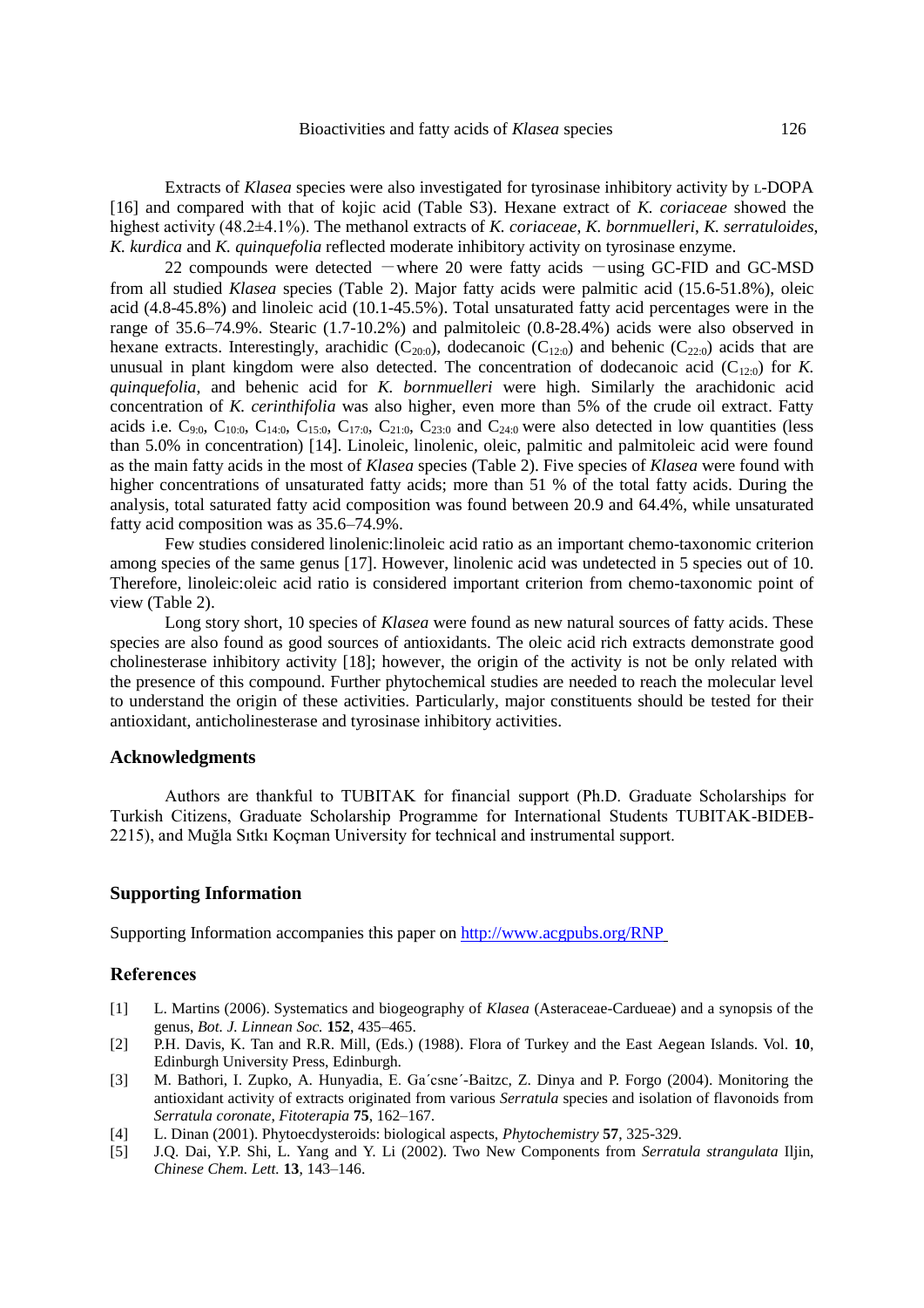Extracts of *Klasea* species were also investigated for tyrosinase inhibitory activity by L-DOPA [16] and compared with that of kojic acid (Table S3). Hexane extract of *K. coriaceae* showed the highest activity (48.2±4.1%). The methanol extracts of *K. coriaceae, K. bornmuelleri*, *K. serratuloides*, *K. kurdica* and *K. quinquefolia* reflected moderate inhibitory activity on tyrosinase enzyme.

22 compounds were detected −where 20 were fatty acids −using GC-FID and GC-MSD from all studied *Klasea* species (Table 2). Major fatty acids were palmitic acid (15.6-51.8%), oleic acid (4.8-45.8%) and linoleic acid (10.1-45.5%). Total unsaturated fatty acid percentages were in the range of 35.6–74.9%. Stearic (1.7-10.2%) and palmitoleic (0.8-28.4%) acids were also observed in hexane extracts. Interestingly, arachidic ($C_{20:0}$), dodecanoic ($C_{12:0}$) and behenic ($C_{22:0}$) acids that are unusual in plant kingdom were also detected. The concentration of dodecanoic acid ($C_{12:0}$) for *K. quinquefolia*, and behenic acid for *K. bornmuelleri* were high. Similarly the arachidonic acid concentration of *K. cerinthifolia* was also higher, even more than 5% of the crude oil extract. Fatty acids i.e. $C_{9:0}$, $C_{10:0}$, $C_{14:0}$, $C_{15:0}$, $C_{17:0}$, $C_{21:0}$, $C_{23:0}$ and $C_{24:0}$ were also detected in low quantities (less than 5.0% in concentration) [14]. Linoleic, linolenic, oleic, palmitic and palmitoleic acid were found as the main fatty acids in the most of *Klasea* species (Table 2). Five species of *Klasea* were found with higher concentrations of unsaturated fatty acids; more than 51 % of the total fatty acids. During the analysis, total saturated fatty acid composition was found between 20.9 and 64.4%, while unsaturated fatty acid composition was as 35.6–74.9%.

Few studies considered linolenic:linoleic acid ratio as an important chemo-taxonomic criterion among species of the same genus [17]. However, linolenic acid was undetected in 5 species out of 10. Therefore, linoleic:oleic acid ratio is considered important criterion from chemo-taxonomic point of view (Table 2).

Long story short, 10 species of *Klasea* were found as new natural sources of fatty acids. These species are also found as good sources of antioxidants. The oleic acid rich extracts demonstrate good cholinesterase inhibitory activity [18]; however, the origin of the activity is not be only related with the presence of this compound. Further phytochemical studies are needed to reach the molecular level to understand the origin of these activities. Particularly, major constituents should be tested for their antioxidant, anticholinesterase and tyrosinase inhibitory activities.

## Acknowledgments

Authors are thankful to TUBITAK for financial support (Ph.D. Graduate Scholarships for Turkish Citizens, Graduate Scholarship Programme for International Students TUBITAK-BIDEB-2215), and Muğla Sıtkı Koçman University for technical and instrumental support.

## Supporting Information

Supporting Information accompanies this paper on http://www.acgpubs.org/RNP

## References

[1] L. Martins (2006). Systematics and biogeography of *Klasea* (Asteraceae-Cardueae) and a synopsis of the genus, *Bot. J. Linnean Soc.* **152**, 435–465.

[2] P.H. Davis, K. Tan and R.R. Mill, (Eds.) (1988). Flora of Turkey and the East Aegean Islands. Vol. **10**, Edinburgh University Press, Edinburgh.

[3] M. Bathori, I. Zupko, A. Hunyadia, E. Ga´csne´-Baitzc, Z. Dinya and P. Forgo (2004). Monitoring the antioxidant activity of extracts originated from various *Serratula* species and isolation of flavonoids from *Serratula coronate*, *Fitoterapia* **75**, 162–167.

[4] L. Dinan (2001). Phytoecdysteroids: biological aspects, *Phytochemistry* **57**, 325-329.

[5] J.Q. Dai, Y.P. Shi, L. Yang and Y. Li (2002). Two New Components from *Serratula strangulata* Iljin, *Chinese Chem. Lett.* **13**, 143–146.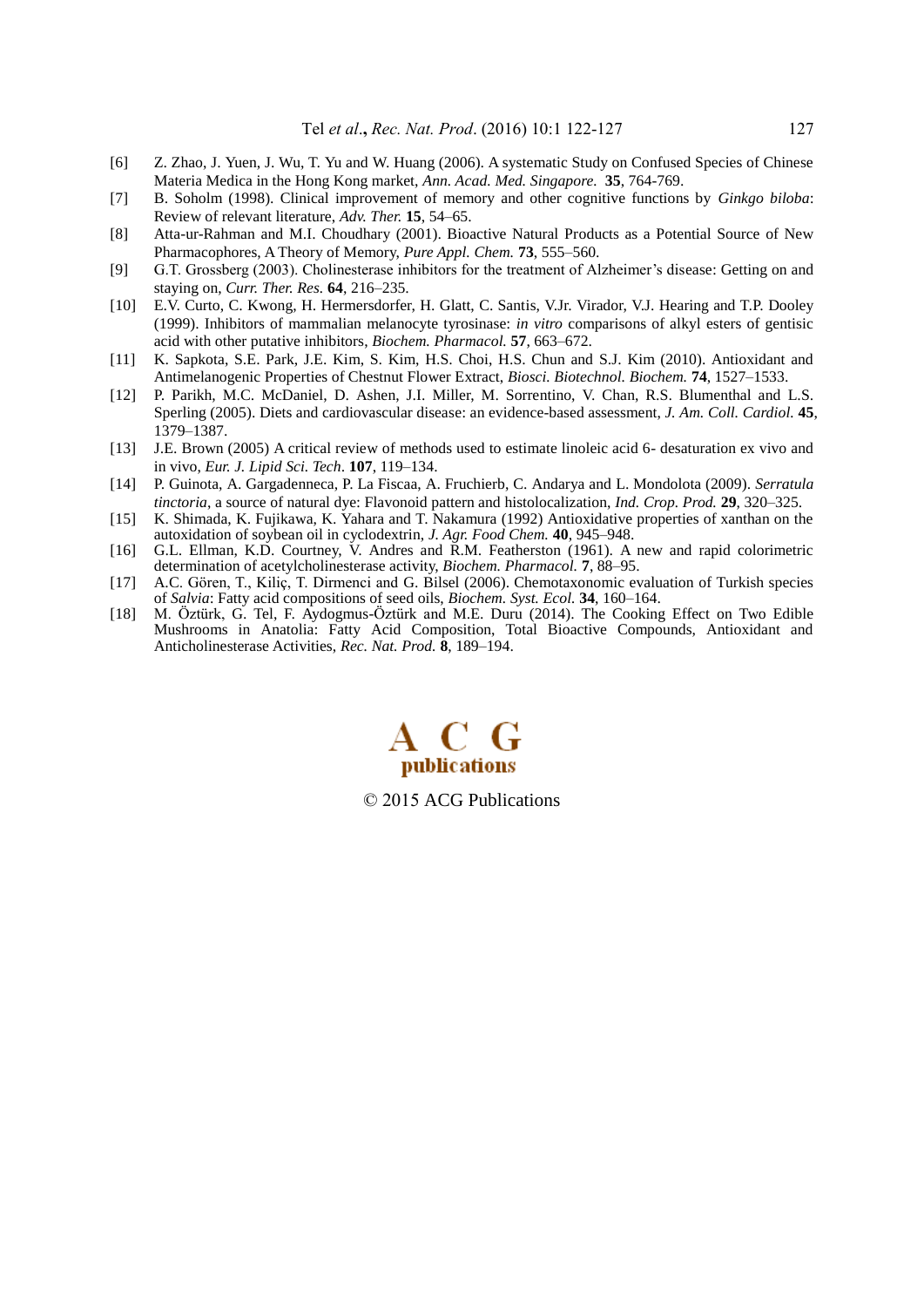[6] Z. Zhao, J. Yuen, J. Wu, T. Yu and W. Huang (2006). A systematic Study on Confused Species of Chinese Materia Medica in the Hong Kong market, *Ann. Acad. Med. Singapore.* **35**, 764-769.

[7] B. Soholm (1998). Clinical improvement of memory and other cognitive functions by *Ginkgo biloba*: Review of relevant literature, *Adv. Ther.* **15**, 54–65.

[8] Atta-ur-Rahman and M.I. Choudhary (2001). Bioactive Natural Products as a Potential Source of New Pharmacophores, A Theory of Memory, *Pure Appl. Chem.* **73**, 555–560.

[9] G.T. Grossberg (2003). Cholinesterase inhibitors for the treatment of Alzheimer's disease: Getting on and staying on, *Curr. Ther. Res.* **64**, 216–235.

[10] E.V. Curto, C. Kwong, H. Hermersdorfer, H. Glatt, C. Santis, V.Jr. Virador, V.J. Hearing and T.P. Dooley (1999). Inhibitors of mammalian melanocyte tyrosinase: *in vitro* comparisons of alkyl esters of gentisic acid with other putative inhibitors, *Biochem. Pharmacol.* **57**, 663–672.

[11] K. Sapkota, S.E. Park, J.E. Kim, S. Kim, H.S. Choi, H.S. Chun and S.J. Kim (2010). Antioxidant and Antimelanogenic Properties of Chestnut Flower Extract, *Biosci. Biotechnol. Biochem.* **74**, 1527–1533.

[12] P. Parikh, M.C. McDaniel, D. Ashen, J.I. Miller, M. Sorrentino, V. Chan, R.S. Blumenthal and L.S. Sperling (2005). Diets and cardiovascular disease: an evidence-based assessment, *J. Am. Coll. Cardiol.* **45**, 1379–1387.

[13] J.E. Brown (2005) A critical review of methods used to estimate linoleic acid 6- desaturation ex vivo and in vivo, *Eur. J. Lipid Sci. Tech*. **107**, 119–134.

[14] P. Guinota, A. Gargadenneca, P. La Fiscaa, A. Fruchierb, C. Andarya and L. Mondolota (2009). *Serratula tinctoria*, a source of natural dye: Flavonoid pattern and histolocalization, *Ind. Crop. Prod.* **29**, 320–325.

[15] K. Shimada, K. Fujikawa, K. Yahara and T. Nakamura (1992) Antioxidative properties of xanthan on the autoxidation of soybean oil in cyclodextrin, *J. Agr. Food Chem.* **40**, 945–948.

[16] G.L. Ellman, K.D. Courtney, V. Andres and R.M. Featherston (1961). A new and rapid colorimetric determination of acetylcholinesterase activity, *Biochem. Pharmacol.* **7**, 88–95.

[17] A.C. Gören, T., Kiliç, T. Dirmenci and G. Bilsel (2006). Chemotaxonomic evaluation of Turkish species of *Salvia*: Fatty acid compositions of seed oils, *Biochem. Syst. Ecol.* **34**, 160–164.

[18] M. Öztürk, G. Tel, F. Aydogmus-Öztürk and M.E. Duru (2014). The Cooking Effect on Two Edible Mushrooms in Anatolia: Fatty Acid Composition, Total Bioactive Compounds, Antioxidant and Anticholinesterase Activities, *Rec. Nat. Prod.* **8**, 189–194.

A C G
publications

© 2015 ACG Publications